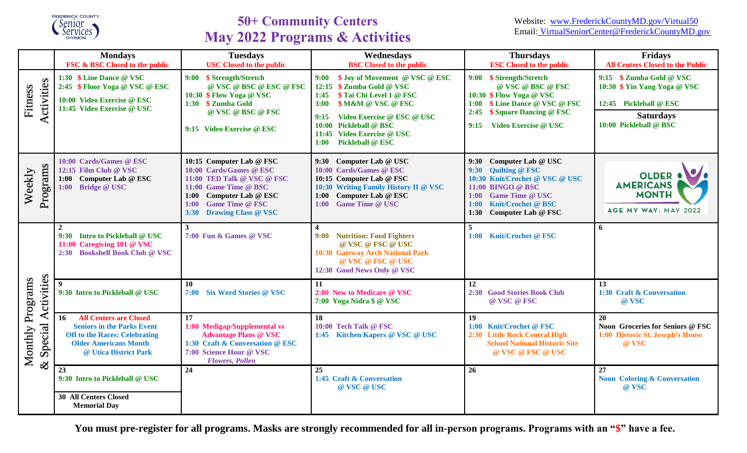FREDERICK COUNTY Senior Services DIVISION

# 50+ Community Centers
# May 2022 Programs & Activities

Website: www.FrederickCountyMD.gov/Virtual50
Email: VirtualSeniorCenter@FrederickCountyMD.gov

| | Mondays<br>FSC & BSC Closed to the public | Tuesdays<br>USC Closed to the public | Wednesdays<br>BSC Closed to the public | Thursdays<br>ESC Closed to the public | Fridays<br>All Centers Closed to the Public |
|---|---|---|---|---|---|
| Fitness Activities | 1:30 $ Line Dance @ VSC<br>2:45 $ Floor Yoga @ VSC @ ESC<br>10:00 Video Exercise @ ESC<br>11:45 Video Exercise @ USC | 9:00 $ Strength/Stretch @ VSC @ BSC @ ESC @ FSC<br>10:30 $ Flow Yoga @ VSC<br>1:30 $ Zumba Gold @ VSC @ BSC @ FSC<br>9:15 Video Exercise @ ESC | 9:00 $ Joy of Movement @ VSC @ ESC<br>12:15 $ Zumba Gold @ VSC<br>1:45 $ Tai Chi Level 1 @ FSC<br>3:00 $ M&M @ VSC @ FSC<br>9:15 Video Exercise @ ESC @ USC<br>10:00 Pickleball @ BSC<br>11:45 Video Exercise @ USC<br>1:00 Pickleball @ ESC | 9:00 $ Strength/Stretch @ VSC @ BSC @ FSC<br>10:30 $ Flow Yoga @ VSC<br>1:00 $ Line Dance @ VSC @ FSC<br>2:45 $ Square Dancing @ FSC<br>9:15 Video Exercise @ USC | 9:15 $ Zumba Gold @ VSC<br>10:30 $ Yin Yang Yoga @ VSC<br>12:45 Pickleball @ ESC<br>**Saturdays**<br>10:00 Pickleball @ BSC |
| Weekly Programs | 10:00 Cards/Games @ ESC<br>12:15 Film Club @ VSC<br>1:00 Computer Lab @ ESC<br>1:00 Bridge @ USC | 10:15 Computer Lab @ FSC<br>10:00 Cards/Games @ ESC<br>11:00 TED Talk @ VSC @ FSC<br>11:00 Game Time @ BSC<br>1:00 Computer Lab @ ESC<br>1:00 Game Time @ FSC<br>3:30 Drawing Class @ VSC | 9:30 Computer Lab @ USC<br>10:00 Cards/Games @ ESC<br>10:15 Computer Lab @ FSC<br>10:30 Writing Family History II @ VSC<br>1:00 Computer Lab @ ESC<br>1:00 Game Time @ USC | 9:30 Computer Lab @ USC<br>9:30 Quilting @ FSC<br>10:30 Knit/Crochet @ VSC @ USC<br>11:00 BINGO @ BSC<br>1:00 Game Time @ USC<br>1:00 Knit/Crochet @ BSC<br>1:30 Computer Lab @ FSC | OLDER AMERICANS MONTH<br>AGE MY WAY: MAY 2022 |
| Monthly Programs & Special Activities | **2**<br>9:30 Intro to Pickleball @ USC<br>11:00 Caregiving 101 @ VSC<br>2:30 Bookshelf Book Club @ VSC | **3**<br>7:00 Fun & Games @ VSC | **4**<br>9:00 Nutrition: Food Fighters @ VSC @ FSC @ USC<br>10:30 Gateway Arch National Park @ VSC @ FSC @ USC<br>12:30 Good News Only @ VSC | **5**<br>1:00 Knit/Crochet @ FSC | **6** |
| | **9**<br>9:30 Intro to Pickleball @ USC | **10**<br>7:00 Six Word Stories @ VSC | **11**<br>2:00 New to Medicare @ VSC<br>7:00 Yoga Nidra $ @ VSC | **12**<br>2:30 Good Stories Book Club @ VSC @ FSC | **13**<br>1:30 Craft & Conversation @ VSC |
| | **16** All Centers are Closed<br>Seniors in the Parks Event<br>Off to the Races: Celebrating Older Americans Month @ Utica District Park | **17**<br>1:00 Medigap/Supplemental vs Advantage Plans @ VSC<br>1:30 Craft & Conversation @ ESC<br>7:00 Science Hour @ VSC *Flowers, Pollen* | **18**<br>10:00 Tech Talk @ FSC<br>1:45 Kitchen Kapers @ VSC @ USC | **19**<br>1:00 Knit/Crochet @ FSC<br>2:30 Little Rock Central High School National Historic Site @ VSC @ FSC @ USC | **20**<br>Noon Groceries for Seniors @ FSC<br>1:00 Historic St. Joseph's House @ VSC |
| | **23**<br>9:30 Intro to Pickleball @ USC<br>**30** All Centers Closed<br>Memorial Day | **24** | **25**<br>1:45 Craft & Conversation @ VSC @ USC | **26** | **27**<br>Noon Coloring & Conversation @ VSC |

**You must pre-register for all programs. Masks are strongly recommended for all in-person programs. Programs with an "$" have a fee.**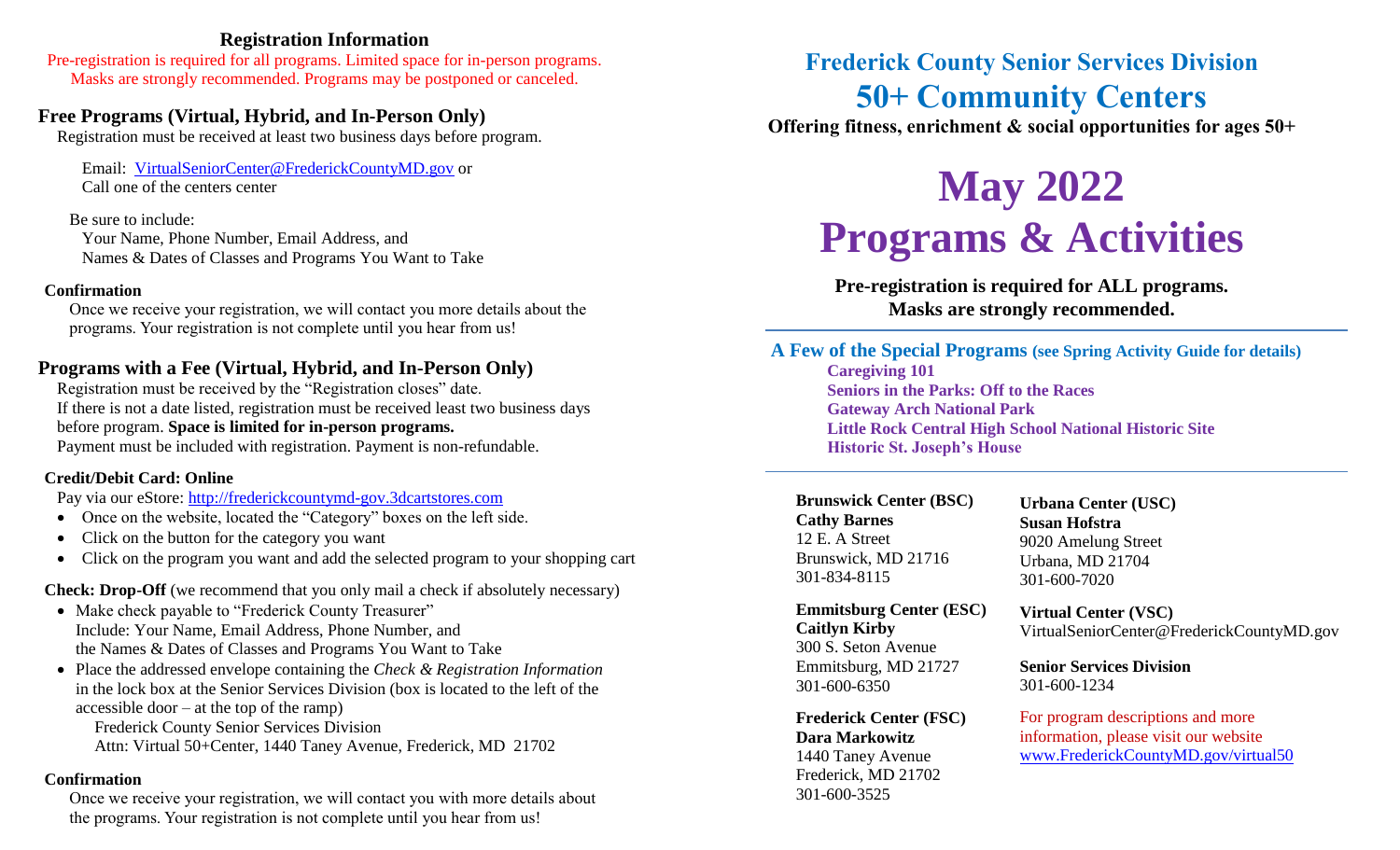## Registration Information

Pre-registration is required for all programs. Limited space for in-person programs. Masks are strongly recommended. Programs may be postponed or canceled.

### Free Programs (Virtual, Hybrid, and In-Person Only)

Registration must be received at least two business days before program.

Email: VirtualSeniorCenter@FrederickCountyMD.gov or
Call one of the centers center

Be sure to include:
Your Name, Phone Number, Email Address, and
Names & Dates of Classes and Programs You Want to Take

#### Confirmation

Once we receive your registration, we will contact you more details about the programs. Your registration is not complete until you hear from us!

### Programs with a Fee (Virtual, Hybrid, and In-Person Only)

Registration must be received by the "Registration closes" date.
If there is not a date listed, registration must be received least two business days before program. **Space is limited for in-person programs.**
Payment must be included with registration. Payment is non-refundable.

#### Credit/Debit Card: Online

Pay via our eStore: http://frederickcountymd-gov.3dcartstores.com

- Once on the website, located the "Category" boxes on the left side.
- Click on the button for the category you want
- Click on the program you want and add the selected program to your shopping cart

**Check: Drop-Off** (we recommend that you only mail a check if absolutely necessary)

- Make check payable to "Frederick County Treasurer"
  Include: Your Name, Email Address, Phone Number, and
  the Names & Dates of Classes and Programs You Want to Take
- Place the addressed envelope containing the *Check & Registration Information* in the lock box at the Senior Services Division (box is located to the left of the accessible door – at the top of the ramp)
  Frederick County Senior Services Division
  Attn: Virtual 50+Center, 1440 Taney Avenue, Frederick, MD 21702

#### Confirmation

Once we receive your registration, we will contact you with more details about the programs. Your registration is not complete until you hear from us!

# Frederick County Senior Services Division
# 50+ Community Centers

**Offering fitness, enrichment & social opportunities for ages 50+**

# May 2022
# Programs & Activities

**Pre-registration is required for ALL programs.**
**Masks are strongly recommended.**

### A Few of the Special Programs (see Spring Activity Guide for details)

**Caregiving 101**
**Seniors in the Parks: Off to the Races**
**Gateway Arch National Park**
**Little Rock Central High School National Historic Site**
**Historic St. Joseph's House**

**Brunswick Center (BSC)**
**Cathy Barnes**
12 E. A Street
Brunswick, MD 21716
301-834-8115

**Emmitsburg Center (ESC)**
**Caitlyn Kirby**
300 S. Seton Avenue
Emmitsburg, MD 21727
301-600-6350

**Frederick Center (FSC)**
**Dara Markowitz**
1440 Taney Avenue
Frederick, MD 21702
301-600-3525

**Urbana Center (USC)**
**Susan Hofstra**
9020 Amelung Street
Urbana, MD 21704
301-600-7020

**Virtual Center (VSC)**
VirtualSeniorCenter@FrederickCountyMD.gov

**Senior Services Division**
301-600-1234

For program descriptions and more information, please visit our website www.FrederickCountyMD.gov/virtual50